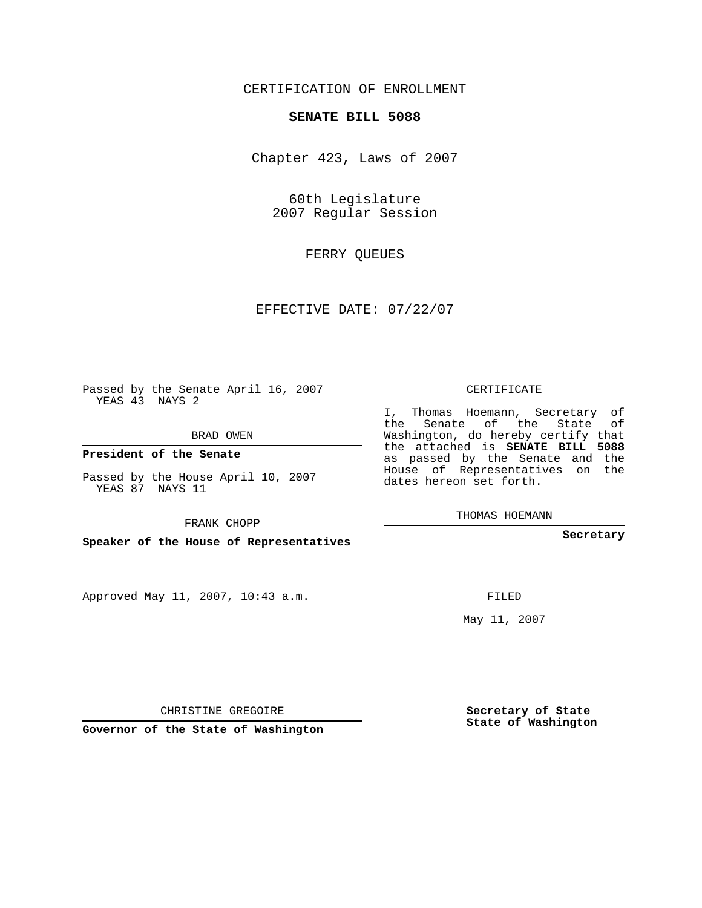CERTIFICATION OF ENROLLMENT

**SENATE BILL 5088**

Chapter 423, Laws of 2007

60th Legislature
2007 Regular Session

FERRY QUEUES

EFFECTIVE DATE: 07/22/07

Passed by the Senate April 16, 2007
YEAS 43 NAYS 2

BRAD OWEN

**President of the Senate**

Passed by the House April 10, 2007
YEAS 87 NAYS 11

FRANK CHOPP

**Speaker of the House of Representatives**

CERTIFICATE

I, Thomas Hoemann, Secretary of the Senate of the State of Washington, do hereby certify that the attached is **SENATE BILL 5088** as passed by the Senate and the House of Representatives on the dates hereon set forth.

THOMAS HOEMANN

**Secretary**

Approved May 11, 2007, 10:43 a.m.

FILED

May 11, 2007

CHRISTINE GREGOIRE

**Governor of the State of Washington**

**Secretary of State**
**State of Washington**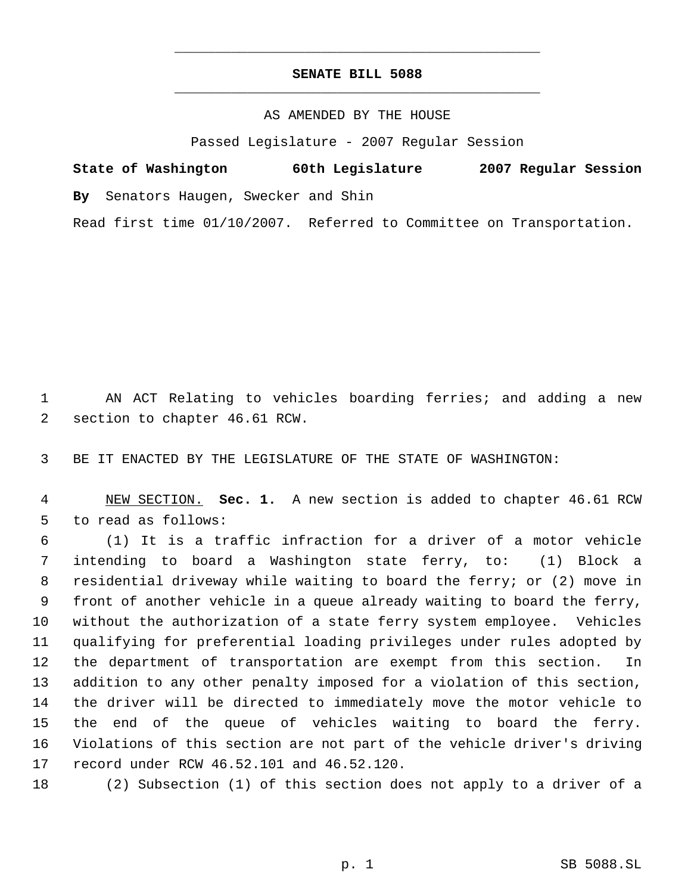# SENATE BILL 5088

AS AMENDED BY THE HOUSE

Passed Legislature - 2007 Regular Session

**State of Washington 60th Legislature 2007 Regular Session**

**By** Senators Haugen, Swecker and Shin

Read first time 01/10/2007. Referred to Committee on Transportation.

AN ACT Relating to vehicles boarding ferries; and adding a new section to chapter 46.61 RCW.

BE IT ENACTED BY THE LEGISLATURE OF THE STATE OF WASHINGTON:

NEW SECTION. **Sec. 1.** A new section is added to chapter 46.61 RCW to read as follows:

(1) It is a traffic infraction for a driver of a motor vehicle intending to board a Washington state ferry, to: (1) Block a residential driveway while waiting to board the ferry; or (2) move in front of another vehicle in a queue already waiting to board the ferry, without the authorization of a state ferry system employee. Vehicles qualifying for preferential loading privileges under rules adopted by the department of transportation are exempt from this section. In addition to any other penalty imposed for a violation of this section, the driver will be directed to immediately move the motor vehicle to the end of the queue of vehicles waiting to board the ferry. Violations of this section are not part of the vehicle driver's driving record under RCW 46.52.101 and 46.52.120.

(2) Subsection (1) of this section does not apply to a driver of a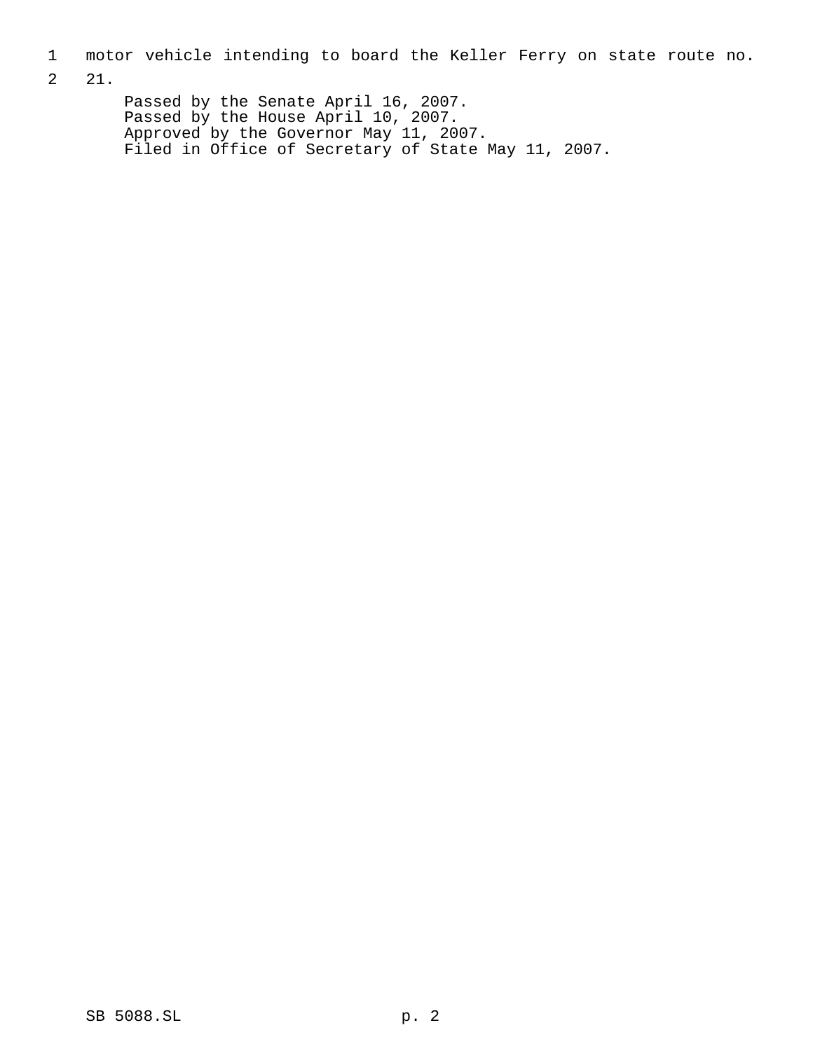motor vehicle intending to board the Keller Ferry on state route no. 21.

Passed by the Senate April 16, 2007.
Passed by the House April 10, 2007.
Approved by the Governor May 11, 2007.
Filed in Office of Secretary of State May 11, 2007.